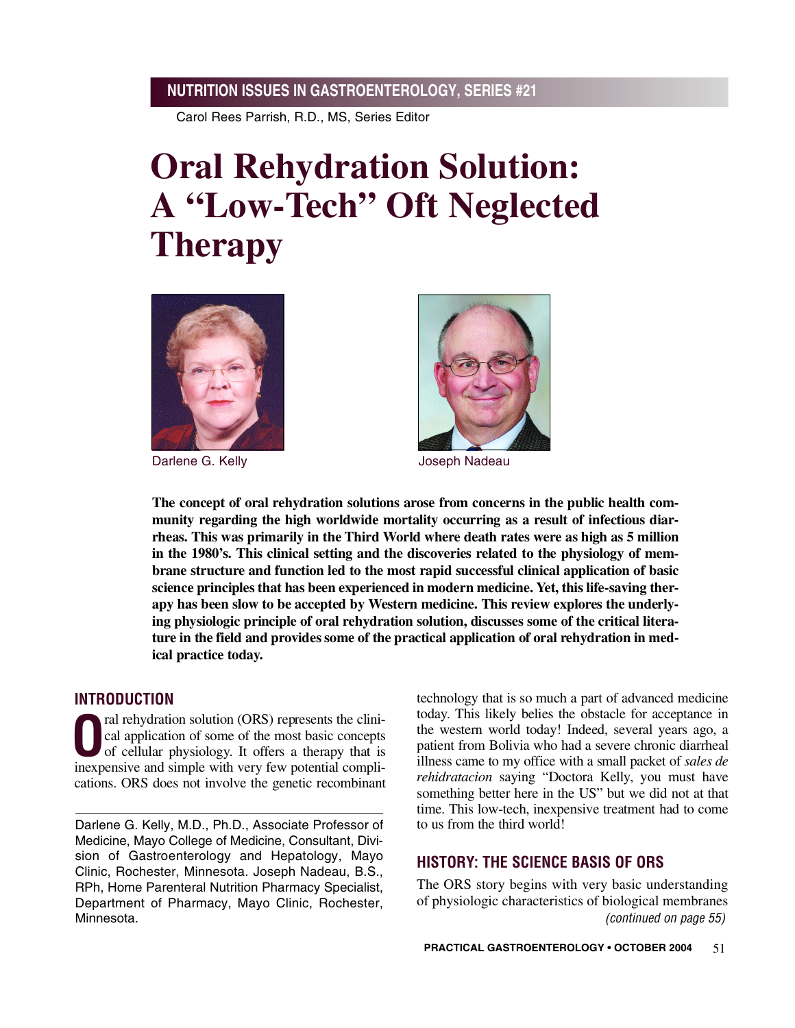NUTRITION ISSUES IN GASTROENTEROLOGY, SERIES #21

Carol Rees Parrish, R.D., MS, Series Editor

# Oral Rehydration Solution: A "Low-Tech" Oft Neglected Therapy

Darlene G. Kelly

Joseph Nadeau

**The concept of oral rehydration solutions arose from concerns in the public health community regarding the high worldwide mortality occurring as a result of infectious diarrheas. This was primarily in the Third World where death rates were as high as 5 million in the 1980's. This clinical setting and the discoveries related to the physiology of membrane structure and function led to the most rapid successful clinical application of basic science principles that has been experienced in modern medicine. Yet, this life-saving therapy has been slow to be accepted by Western medicine. This review explores the underlying physiologic principle of oral rehydration solution, discusses some of the critical literature in the field and provides some of the practical application of oral rehydration in medical practice today.**

## INTRODUCTION

Oral rehydration solution (ORS) represents the clinical application of some of the most basic concepts of cellular physiology. It offers a therapy that is inexpensive and simple with very few potential complications. ORS does not involve the genetic recombinant technology that is so much a part of advanced medicine today. This likely belies the obstacle for acceptance in the western world today! Indeed, several years ago, a patient from Bolivia who had a severe chronic diarrheal illness came to my office with a small packet of *sales de rehidratacion* saying "Doctora Kelly, you must have something better here in the US" but we did not at that time. This low-tech, inexpensive treatment had to come to us from the third world!

Darlene G. Kelly, M.D., Ph.D., Associate Professor of Medicine, Mayo College of Medicine, Consultant, Division of Gastroenterology and Hepatology, Mayo Clinic, Rochester, Minnesota. Joseph Nadeau, B.S., RPh, Home Parenteral Nutrition Pharmacy Specialist, Department of Pharmacy, Mayo Clinic, Rochester, Minnesota.

## HISTORY: THE SCIENCE BASIS OF ORS

The ORS story begins with very basic understanding of physiologic characteristics of biological membranes

*(continued on page 55)*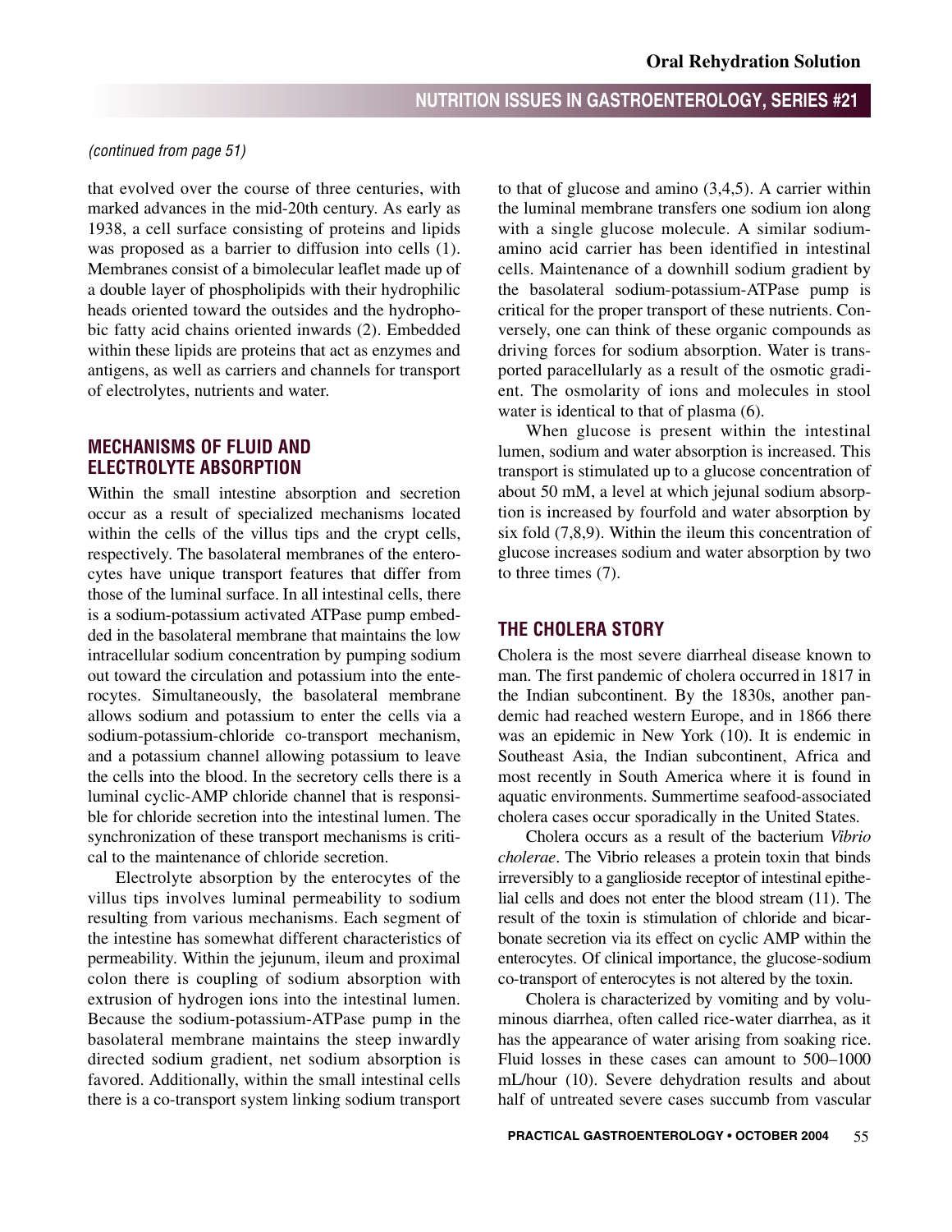*(continued from page 51)*

that evolved over the course of three centuries, with marked advances in the mid-20th century. As early as 1938, a cell surface consisting of proteins and lipids was proposed as a barrier to diffusion into cells (1). Membranes consist of a bimolecular leaflet made up of a double layer of phospholipids with their hydrophilic heads oriented toward the outsides and the hydrophobic fatty acid chains oriented inwards (2). Embedded within these lipids are proteins that act as enzymes and antigens, as well as carriers and channels for transport of electrolytes, nutrients and water.

## MECHANISMS OF FLUID AND ELECTROLYTE ABSORPTION

Within the small intestine absorption and secretion occur as a result of specialized mechanisms located within the cells of the villus tips and the crypt cells, respectively. The basolateral membranes of the enterocytes have unique transport features that differ from those of the luminal surface. In all intestinal cells, there is a sodium-potassium activated ATPase pump embedded in the basolateral membrane that maintains the low intracellular sodium concentration by pumping sodium out toward the circulation and potassium into the enterocytes. Simultaneously, the basolateral membrane allows sodium and potassium to enter the cells via a sodium-potassium-chloride co-transport mechanism, and a potassium channel allowing potassium to leave the cells into the blood. In the secretory cells there is a luminal cyclic-AMP chloride channel that is responsible for chloride secretion into the intestinal lumen. The synchronization of these transport mechanisms is critical to the maintenance of chloride secretion.

Electrolyte absorption by the enterocytes of the villus tips involves luminal permeability to sodium resulting from various mechanisms. Each segment of the intestine has somewhat different characteristics of permeability. Within the jejunum, ileum and proximal colon there is coupling of sodium absorption with extrusion of hydrogen ions into the intestinal lumen. Because the sodium-potassium-ATPase pump in the basolateral membrane maintains the steep inwardly directed sodium gradient, net sodium absorption is favored. Additionally, within the small intestinal cells there is a co-transport system linking sodium transport to that of glucose and amino (3,4,5). A carrier within the luminal membrane transfers one sodium ion along with a single glucose molecule. A similar sodium-amino acid carrier has been identified in intestinal cells. Maintenance of a downhill sodium gradient by the basolateral sodium-potassium-ATPase pump is critical for the proper transport of these nutrients. Conversely, one can think of these organic compounds as driving forces for sodium absorption. Water is transported paracellularly as a result of the osmotic gradient. The osmolarity of ions and molecules in stool water is identical to that of plasma (6).

When glucose is present within the intestinal lumen, sodium and water absorption is increased. This transport is stimulated up to a glucose concentration of about 50 mM, a level at which jejunal sodium absorption is increased by fourfold and water absorption by six fold (7,8,9). Within the ileum this concentration of glucose increases sodium and water absorption by two to three times (7).

## THE CHOLERA STORY

Cholera is the most severe diarrheal disease known to man. The first pandemic of cholera occurred in 1817 in the Indian subcontinent. By the 1830s, another pandemic had reached western Europe, and in 1866 there was an epidemic in New York (10). It is endemic in Southeast Asia, the Indian subcontinent, Africa and most recently in South America where it is found in aquatic environments. Summertime seafood-associated cholera cases occur sporadically in the United States.

Cholera occurs as a result of the bacterium *Vibrio cholerae*. The Vibrio releases a protein toxin that binds irreversibly to a ganglioside receptor of intestinal epithelial cells and does not enter the blood stream (11). The result of the toxin is stimulation of chloride and bicarbonate secretion via its effect on cyclic AMP within the enterocytes. Of clinical importance, the glucose-sodium co-transport of enterocytes is not altered by the toxin.

Cholera is characterized by vomiting and by voluminous diarrhea, often called rice-water diarrhea, as it has the appearance of water arising from soaking rice. Fluid losses in these cases can amount to 500–1000 mL/hour (10). Severe dehydration results and about half of untreated severe cases succumb from vascular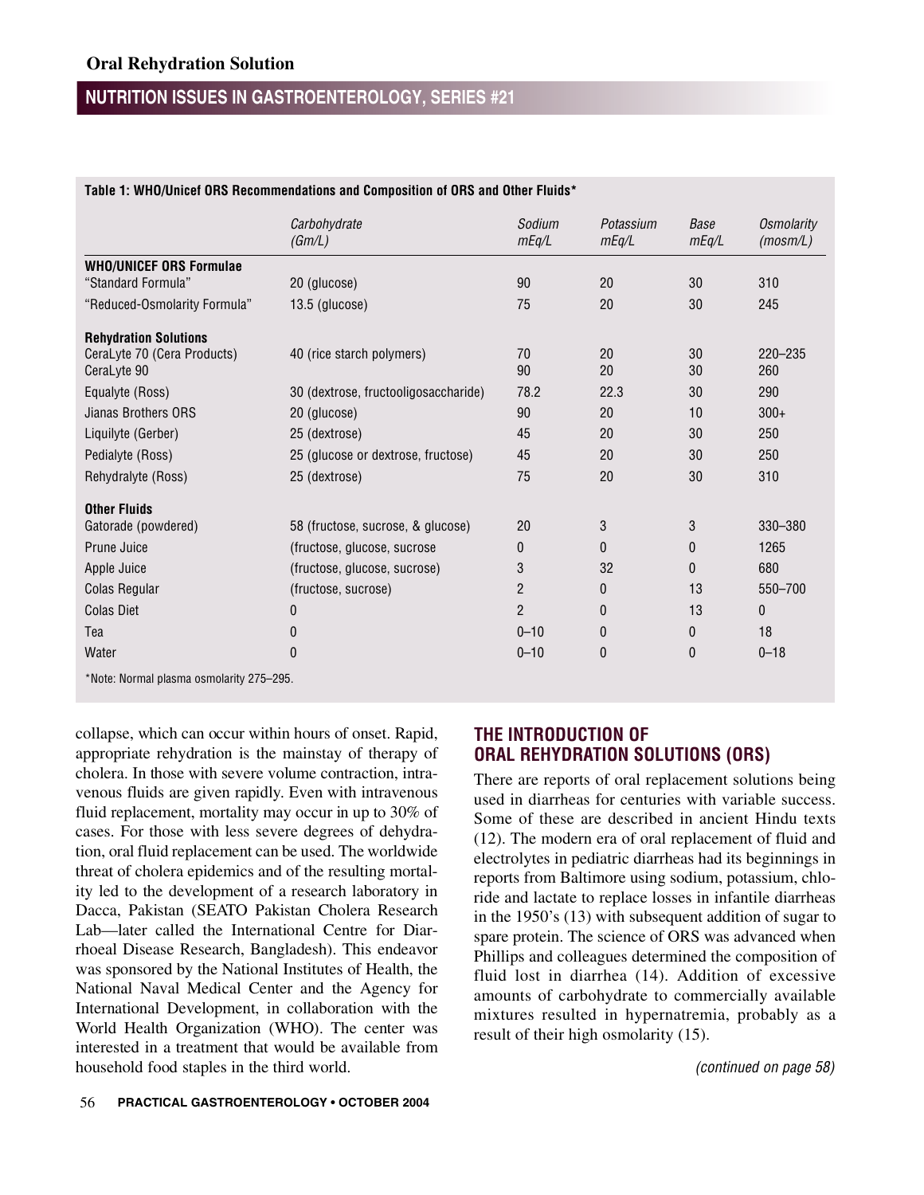**Table 1: WHO/Unicef ORS Recommendations and Composition of ORS and Other Fluids***

| | *Carbohydrate (Gm/L)* | *Sodium mEq/L* | *Potassium mEq/L* | *Base mEq/L* | *Osmolarity (mosm/L)* |
|---|---|---|---|---|---|
| **WHO/UNICEF ORS Formulae** | | | | | |
| "Standard Formula" | 20 (glucose) | 90 | 20 | 30 | 310 |
| "Reduced-Osmolarity Formula" | 13.5 (glucose) | 75 | 20 | 30 | 245 |
| **Rehydration Solutions** | | | | | |
| CeraLyte 70 (Cera Products) | 40 (rice starch polymers) | 70 | 20 | 30 | 220–235 |
| CeraLyte 90 | | 90 | 20 | 30 | 260 |
| Equalyte (Ross) | 30 (dextrose, fructooligosaccharide) | 78.2 | 22.3 | 30 | 290 |
| Jianas Brothers ORS | 20 (glucose) | 90 | 20 | 10 | 300+ |
| Liquilyte (Gerber) | 25 (dextrose) | 45 | 20 | 30 | 250 |
| Pedialyte (Ross) | 25 (glucose or dextrose, fructose) | 45 | 20 | 30 | 250 |
| Rehydralyte (Ross) | 25 (dextrose) | 75 | 20 | 30 | 310 |
| **Other Fluids** | | | | | |
| Gatorade (powdered) | 58 (fructose, sucrose, & glucose) | 20 | 3 | 3 | 330–380 |
| Prune Juice | (fructose, glucose, sucrose | 0 | 0 | 0 | 1265 |
| Apple Juice | (fructose, glucose, sucrose) | 3 | 32 | 0 | 680 |
| Colas Regular | (fructose, sucrose) | 2 | 0 | 13 | 550–700 |
| Colas Diet | 0 | 2 | 0 | 13 | 0 |
| Tea | 0 | 0–10 | 0 | 0 | 18 |
| Water | 0 | 0–10 | 0 | 0 | 0–18 |

*Note: Normal plasma osmolarity 275–295.

collapse, which can occur within hours of onset. Rapid, appropriate rehydration is the mainstay of therapy of cholera. In those with severe volume contraction, intravenous fluids are given rapidly. Even with intravenous fluid replacement, mortality may occur in up to 30% of cases. For those with less severe degrees of dehydration, oral fluid replacement can be used. The worldwide threat of cholera epidemics and of the resulting mortality led to the development of a research laboratory in Dacca, Pakistan (SEATO Pakistan Cholera Research Lab—later called the International Centre for Diarrhoeal Disease Research, Bangladesh). This endeavor was sponsored by the National Institutes of Health, the National Naval Medical Center and the Agency for International Development, in collaboration with the World Health Organization (WHO). The center was interested in a treatment that would be available from household food staples in the third world.

## THE INTRODUCTION OF ORAL REHYDRATION SOLUTIONS (ORS)

There are reports of oral replacement solutions being used in diarrheas for centuries with variable success. Some of these are described in ancient Hindu texts (12). The modern era of oral replacement of fluid and electrolytes in pediatric diarrheas had its beginnings in reports from Baltimore using sodium, potassium, chloride and lactate to replace losses in infantile diarrheas in the 1950's (13) with subsequent addition of sugar to spare protein. The science of ORS was advanced when Phillips and colleagues determined the composition of fluid lost in diarrhea (14). Addition of excessive amounts of carbohydrate to commercially available mixtures resulted in hypernatremia, probably as a result of their high osmolarity (15).

*(continued on page 58)*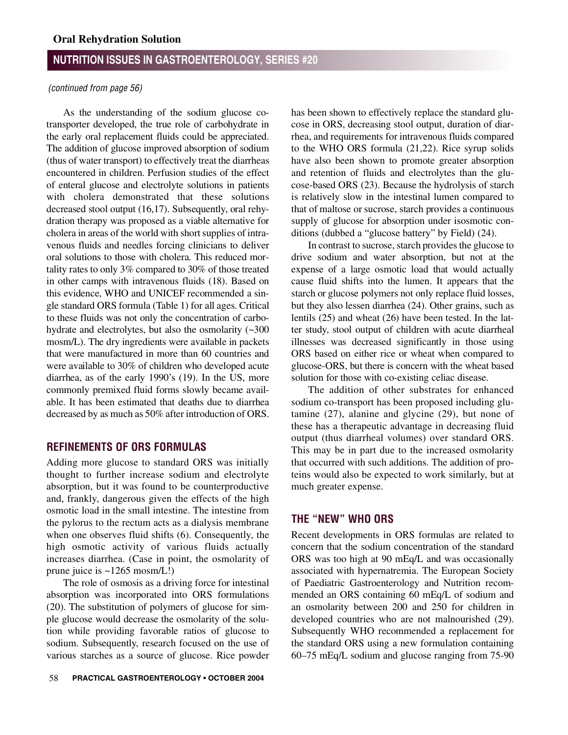*(continued from page 56)*

As the understanding of the sodium glucose cotransporter developed, the true role of carbohydrate in the early oral replacement fluids could be appreciated. The addition of glucose improved absorption of sodium (thus of water transport) to effectively treat the diarrheas encountered in children. Perfusion studies of the effect of enteral glucose and electrolyte solutions in patients with cholera demonstrated that these solutions decreased stool output (16,17). Subsequently, oral rehydration therapy was proposed as a viable alternative for cholera in areas of the world with short supplies of intravenous fluids and needles forcing clinicians to deliver oral solutions to those with cholera. This reduced mortality rates to only 3% compared to 30% of those treated in other camps with intravenous fluids (18). Based on this evidence, WHO and UNICEF recommended a single standard ORS formula (Table 1) for all ages. Critical to these fluids was not only the concentration of carbohydrate and electrolytes, but also the osmolarity (~300 mosm/L). The dry ingredients were available in packets that were manufactured in more than 60 countries and were available to 30% of children who developed acute diarrhea, as of the early 1990's (19). In the US, more commonly premixed fluid forms slowly became available. It has been estimated that deaths due to diarrhea decreased by as much as 50% after introduction of ORS.

## REFINEMENTS OF ORS FORMULAS

Adding more glucose to standard ORS was initially thought to further increase sodium and electrolyte absorption, but it was found to be counterproductive and, frankly, dangerous given the effects of the high osmotic load in the small intestine. The intestine from the pylorus to the rectum acts as a dialysis membrane when one observes fluid shifts (6). Consequently, the high osmotic activity of various fluids actually increases diarrhea. (Case in point, the osmolarity of prune juice is ~1265 mosm/L!)

The role of osmosis as a driving force for intestinal absorption was incorporated into ORS formulations (20). The substitution of polymers of glucose for simple glucose would decrease the osmolarity of the solution while providing favorable ratios of glucose to sodium. Subsequently, research focused on the use of various starches as a source of glucose. Rice powder has been shown to effectively replace the standard glucose in ORS, decreasing stool output, duration of diarrhea, and requirements for intravenous fluids compared to the WHO ORS formula (21,22). Rice syrup solids have also been shown to promote greater absorption and retention of fluids and electrolytes than the glucose-based ORS (23). Because the hydrolysis of starch is relatively slow in the intestinal lumen compared to that of maltose or sucrose, starch provides a continuous supply of glucose for absorption under isosmotic conditions (dubbed a "glucose battery" by Field) (24).

In contrast to sucrose, starch provides the glucose to drive sodium and water absorption, but not at the expense of a large osmotic load that would actually cause fluid shifts into the lumen. It appears that the starch or glucose polymers not only replace fluid losses, but they also lessen diarrhea (24). Other grains, such as lentils (25) and wheat (26) have been tested. In the latter study, stool output of children with acute diarrheal illnesses was decreased significantly in those using ORS based on either rice or wheat when compared to glucose-ORS, but there is concern with the wheat based solution for those with co-existing celiac disease.

The addition of other substrates for enhanced sodium co-transport has been proposed including glutamine (27), alanine and glycine (29), but none of these has a therapeutic advantage in decreasing fluid output (thus diarrheal volumes) over standard ORS. This may be in part due to the increased osmolarity that occurred with such additions. The addition of proteins would also be expected to work similarly, but at much greater expense.

## THE "NEW" WHO ORS

Recent developments in ORS formulas are related to concern that the sodium concentration of the standard ORS was too high at 90 mEq/L and was occasionally associated with hypernatremia. The European Society of Paediatric Gastroenterology and Nutrition recommended an ORS containing 60 mEq/L of sodium and an osmolarity between 200 and 250 for children in developed countries who are not malnourished (29). Subsequently WHO recommended a replacement for the standard ORS using a new formulation containing 60–75 mEq/L sodium and glucose ranging from 75-90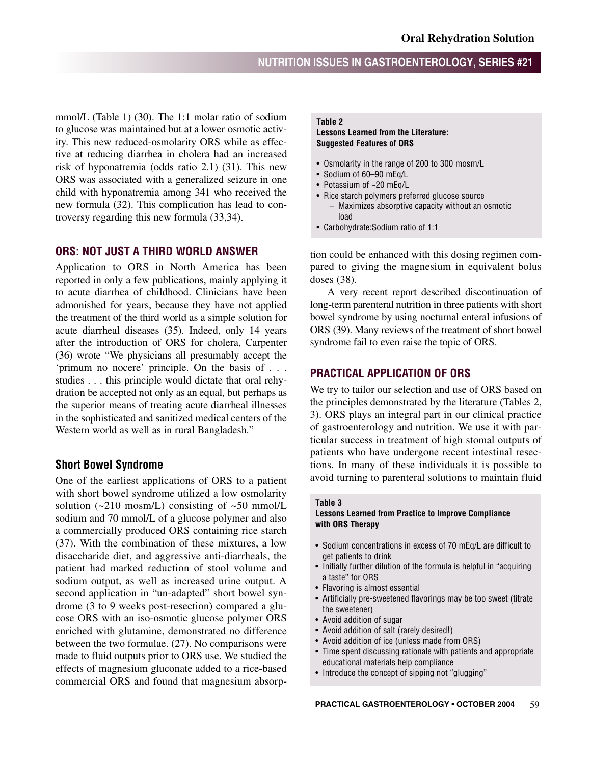mmol/L (Table 1) (30). The 1:1 molar ratio of sodium to glucose was maintained but at a lower osmotic activity. This new reduced-osmolarity ORS while as effective at reducing diarrhea in cholera had an increased risk of hyponatremia (odds ratio 2.1) (31). This new ORS was associated with a generalized seizure in one child with hyponatremia among 341 who received the new formula (32). This complication has lead to controversy regarding this new formula (33,34).

## ORS: NOT JUST A THIRD WORLD ANSWER

Application to ORS in North America has been reported in only a few publications, mainly applying it to acute diarrhea of childhood. Clinicians have been admonished for years, because they have not applied the treatment of the third world as a simple solution for acute diarrheal diseases (35). Indeed, only 14 years after the introduction of ORS for cholera, Carpenter (36) wrote "We physicians all presumably accept the 'primum no nocere' principle. On the basis of . . . studies . . . this principle would dictate that oral rehydration be accepted not only as an equal, but perhaps as the superior means of treating acute diarrheal illnesses in the sophisticated and sanitized medical centers of the Western world as well as in rural Bangladesh."

### Short Bowel Syndrome

One of the earliest applications of ORS to a patient with short bowel syndrome utilized a low osmolarity solution (~210 mosm/L) consisting of ~50 mmol/L sodium and 70 mmol/L of a glucose polymer and also a commercially produced ORS containing rice starch (37). With the combination of these mixtures, a low disaccharide diet, and aggressive anti-diarrheals, the patient had marked reduction of stool volume and sodium output, as well as increased urine output. A second application in "un-adapted" short bowel syndrome (3 to 9 weeks post-resection) compared a glucose ORS with an iso-osmotic glucose polymer ORS enriched with glutamine, demonstrated no difference between the two formulae. (27). No comparisons were made to fluid outputs prior to ORS use. We studied the effects of magnesium gluconate added to a rice-based commercial ORS and found that magnesium absorption could be enhanced with this dosing regimen compared to giving the magnesium in equivalent bolus doses (38).

A very recent report described discontinuation of long-term parenteral nutrition in three patients with short bowel syndrome by using nocturnal enteral infusions of ORS (39). Many reviews of the treatment of short bowel syndrome fail to even raise the topic of ORS.

**Table 2**
**Lessons Learned from the Literature: Suggested Features of ORS**

- Osmolarity in the range of 200 to 300 mosm/L
- Sodium of 60–90 mEq/L
- Potassium of ~20 mEq/L
- Rice starch polymers preferred glucose source
  - Maximizes absorptive capacity without an osmotic load
- Carbohydrate:Sodium ratio of 1:1

## PRACTICAL APPLICATION OF ORS

We try to tailor our selection and use of ORS based on the principles demonstrated by the literature (Tables 2, 3). ORS plays an integral part in our clinical practice of gastroenterology and nutrition. We use it with particular success in treatment of high stomal outputs of patients who have undergone recent intestinal resections. In many of these individuals it is possible to avoid turning to parenteral solutions to maintain fluid

**Table 3**
**Lessons Learned from Practice to Improve Compliance with ORS Therapy**

- Sodium concentrations in excess of 70 mEq/L are difficult to get patients to drink
- Initially further dilution of the formula is helpful in "acquiring a taste" for ORS
- Flavoring is almost essential
- Artificially pre-sweetened flavorings may be too sweet (titrate the sweetener)
- Avoid addition of sugar
- Avoid addition of salt (rarely desired!)
- Avoid addition of ice (unless made from ORS)
- Time spent discussing rationale with patients and appropriate educational materials help compliance
- Introduce the concept of sipping not "glugging"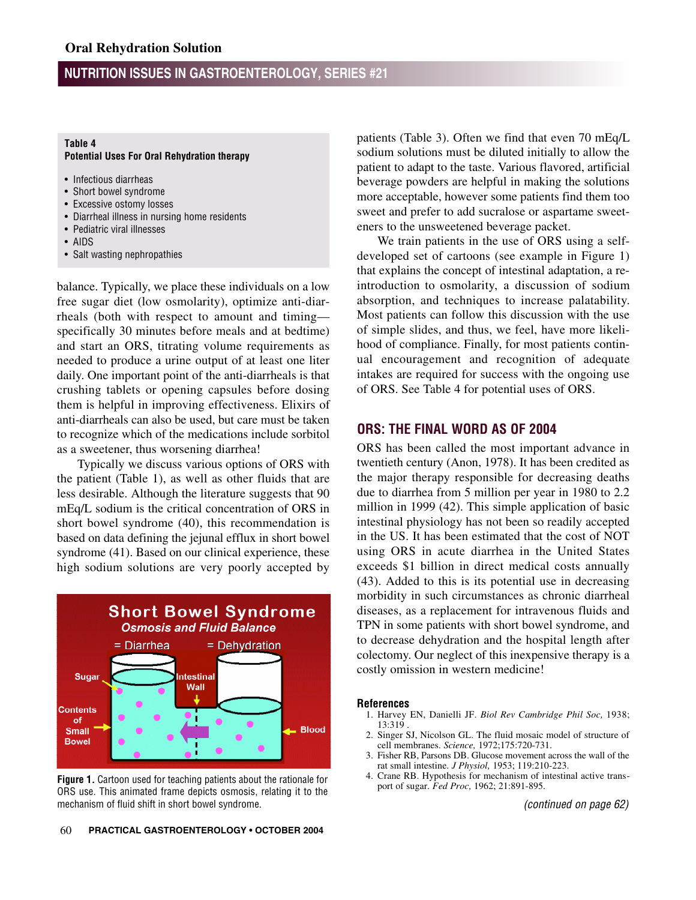**Table 4**
**Potential Uses For Oral Rehydration therapy**

- Infectious diarrheas
- Short bowel syndrome
- Excessive ostomy losses
- Diarrheal illness in nursing home residents
- Pediatric viral illnesses
- AIDS
- Salt wasting nephropathies

balance. Typically, we place these individuals on a low free sugar diet (low osmolarity), optimize anti-diarrheals (both with respect to amount and timing—specifically 30 minutes before meals and at bedtime) and start an ORS, titrating volume requirements as needed to produce a urine output of at least one liter daily. One important point of the anti-diarrheals is that crushing tablets or opening capsules before dosing them is helpful in improving effectiveness. Elixirs of anti-diarrheals can also be used, but care must be taken to recognize which of the medications include sorbitol as a sweetener, thus worsening diarrhea!

Typically we discuss various options of ORS with the patient (Table 1), as well as other fluids that are less desirable. Although the literature suggests that 90 mEq/L sodium is the critical concentration of ORS in short bowel syndrome (40), this recommendation is based on data defining the jejunal efflux in short bowel syndrome (41). Based on our clinical experience, these high sodium solutions are very poorly accepted by patients (Table 3). Often we find that even 70 mEq/L sodium solutions must be diluted initially to allow the patient to adapt to the taste. Various flavored, artificial beverage powders are helpful in making the solutions more acceptable, however some patients find them too sweet and prefer to add sucralose or aspartame sweeteners to the unsweetened beverage packet.

We train patients in the use of ORS using a self-developed set of cartoons (see example in Figure 1) that explains the concept of intestinal adaptation, a re-introduction to osmolarity, a discussion of sodium absorption, and techniques to increase palatability. Most patients can follow this discussion with the use of simple slides, and thus, we feel, have more likelihood of compliance. Finally, for most patients continual encouragement and recognition of adequate intakes are required for success with the ongoing use of ORS. See Table 4 for potential uses of ORS.

**Figure 1.** Cartoon used for teaching patients about the rationale for ORS use. This animated frame depicts osmosis, relating it to the mechanism of fluid shift in short bowel syndrome.

## ORS: THE FINAL WORD AS OF 2004

ORS has been called the most important advance in twentieth century (Anon, 1978). It has been credited as the major therapy responsible for decreasing deaths due to diarrhea from 5 million per year in 1980 to 2.2 million in 1999 (42). This simple application of basic intestinal physiology has not been so readily accepted in the US. It has been estimated that the cost of NOT using ORS in acute diarrhea in the United States exceeds $1 billion in direct medical costs annually (43). Added to this is its potential use in decreasing morbidity in such circumstances as chronic diarrheal diseases, as a replacement for intravenous fluids and TPN in some patients with short bowel syndrome, and to decrease dehydration and the hospital length after colectomy. Our neglect of this inexpensive therapy is a costly omission in western medicine!

### References

1. Harvey EN, Danielli JF. *Biol Rev Cambridge Phil Soc,* 1938; 13:319 .
2. Singer SJ, Nicolson GL. The fluid mosaic model of structure of cell membranes. *Science,* 1972;175:720-731.
3. Fisher RB, Parsons DB. Glucose movement across the wall of the rat small intestine. *J Physiol,* 1953; 119:210-223.
4. Crane RB. Hypothesis for mechanism of intestinal active transport of sugar. *Fed Proc,* 1962; 21:891-895.

*(continued on page 62)*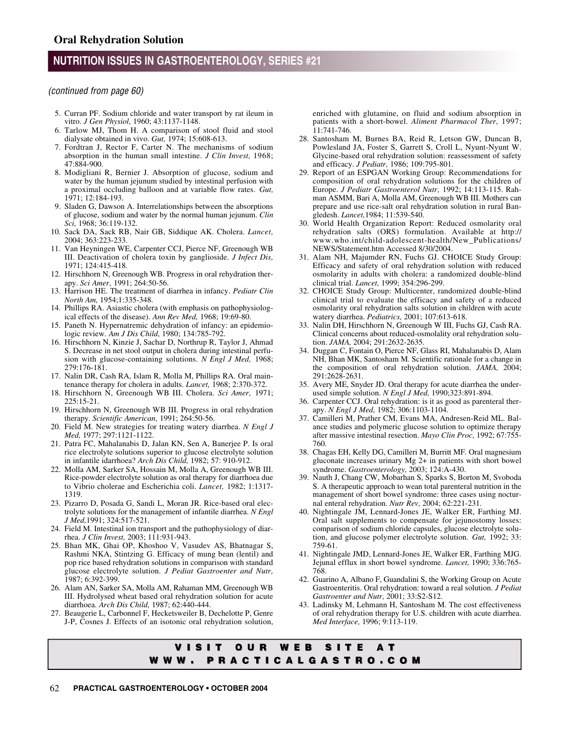*(continued from page 60)*

5. Curran PF. Sodium chloride and water transport by rat ileum in vitro. *J Gen Physiol,* 1960; 43:1137-1148.
6. Tarlow MJ, Thom H. A comparison of stool fluid and stool dialysate obtained in vivo. *Gut,* 1974; 15:608-613.
7. Fordtran J, Rector F, Carter N. The mechanisms of sodium absorption in the human small intestine. *J Clin Invest,* 1968; 47:884-900.
8. Modigliani R, Bernier J. Absorption of glucose, sodium and water by the human jejunum studied by intestinal perfusion with a proximal occluding balloon and at variable flow rates. *Gut,* 1971; 12:184-193.
9. Sladen G, Dawson A. Interrelationships between the absorptions of glucose, sodium and water by the normal human jejunum. *Clin Sci,* 1968; 36:119-132.
10. Sack DA, Sack RB, Nair GB, Siddique AK. Cholera. *Lancet,* 2004; 363:223-233.
11. Van Heyningen WE, Carpenter CCJ, Pierce NF, Greenough WB III. Deactivation of cholera toxin by ganglioside. *J Infect Dis,* 1971; 124:415-418.
12. Hirschhorn N, Greenough WB. Progress in oral rehydration therapy. *Sci Amer,* 1991; 264:50-56.
13. Harrison HE. The treatment of diarrhea in infancy. *Pediatr Clin North Am,* 1954;1:335-348.
14. Phillips RA. Asiastic cholera (with emphasis on pathophysiological effects of the disease). *Ann Rev Med,* 1968; 19:69-80.
15. Paneth N. Hypernatremic dehydration of infancy: an epidemiologic review. *Am J Dis Child,* 1980; 134:785-792.
16. Hirschhorn N, Kinzie J, Sachar D, Northrup R, Taylor J, Ahmad S. Decrease in net stool output in cholera during intestinal perfusion with glucose-containing solutions. *N Engl J Med,* 1968; 279:176-181.
17. Nalin DR, Cash RA, Islam R, Molla M, Phillips RA. Oral maintenance therapy for cholera in adults. *Lancet,* 1968; 2:370-372.
18. Hirschhorn N, Greenough WB III. Cholera. *Sci Amer,* 1971; 225:15-21.
19. Hirschhorn N, Greenough WB III. Progress in oral rehydration therapy. *Scientific American,* 1991; 264:50-56.
20. Field M. New strategies for treating watery diarrhea. *N Engl J Med,* 1977; 297:1121-1122.
21. Patra FC, Mahalanabis D, Jalan KN, Sen A, Banerjee P. Is oral rice electrolyte solutions superior to glucose electrolyte solution in infantile idarrhoea? *Arch Dis Child,* 1982; 57: 910-912.
22. Molla AM, Sarker SA, Hossain M, Molla A, Greenough WB III. Rice-powder electrolyte solution as oral therapy for diarrhoea due to Vibrio cholerae and Escherichia coli. *Lancet,* 1982; 1:1317-1319.
23. Pizarro D, Posada G, Sandi L, Moran JR. Rice-based oral electrolyte solutions for the management of infantile diarrhea. *N Engl J Med,*1991; 324:517-521.
24. Field M. Intestinal ion transport and the pathophysiology of diarrhea. *J Clin Invest,* 2003; 111:931-943.
25. Bhan MK, Ghai OP, Khoshoo V, Vasudev AS, Bhatnagar S, Rashmi NKA, Stintzing G. Efficacy of mung bean (lentil) and pop rice based rehydration solutions in comparison with standard glucose electrolyte solution. *J Pediat Gastroenter and Nutr,* 1987; 6:392-399.
26. Alam AN, Sarker SA, Molla AM, Rahaman MM, Greenough WB III. Hydrolysed wheat based oral rehydration solution for acute diarrhoea. *Arch Dis Child,* 1987; 62:440-444.
27. Beaugerie L, Carbonnel F, Hecketsweiler B, Dechelotte P, Genre J-P, Cosnes J. Effects of an isotonic oral rehydration solution, enriched with glutamine, on fluid and sodium absorption in patients with a short-bowel. *Aliment Pharmacol Ther,* 1997; 11:741-746.
28. Santosham M, Burnes BA, Reid R, Letson GW, Duncan B, Powlesland JA, Foster S, Garrett S, Croll L, Nyunt-Nyunt W. Glycine-based oral rehydration solution: reassessment of safety and efficacy. *J Pediatr,* 1986; 109:795-801.
29. Report of an ESPGAN Working Group: Recommendations for composition of oral rehydration solutions for the children of Europe. *J Pediatr Gastroenterol Nutr,* 1992; 14:113-115. Rahman ASMM, Bari A, Molla AM, Greenough WB III. Mothers can prepare and use rice-salt oral rehydration solution in rural Bangledesh. *Lancet,*1984; 11:539-540.
30. World Health Organization Report: Reduced osmolarity oral rehydration salts (ORS) formulation. Available at http://www.who.int/child-adolescent-health/New_Publications/NEWS/Statement.htm Accessed 8/30/2004.
31. Alam NH, Majumder RN, Fuchs GJ. CHOICE Study Group: Efficacy and safety of oral rehydration solution with reduced osmolarity in adults with cholera: a randomized double-blind clinical trial. *Lancet,* 1999; 354:296-299.
32. CHOICE Study Group: Multicenter, randomized double-blind clinical trial to evaluate the efficacy and safety of a reduced osmolarity oral rehydration salts solution in children with acute watery diarrhea. *Pediatrics,* 2001; 107:613-618.
33. Nalin DH, Hirschhorn N, Greenough W III, Fuchs GJ, Cash RA. Clinical concerns about reduced-osmolality oral rehydration solution. *JAMA,* 2004; 291:2632-2635.
34. Duggan C, Fontain O, Pierce NF, Glass RI, Mahalanabis D, Alam NH, Bhan MK, Santosham M. Scientific rationale for a change in the composition of oral rehydration solution. *JAMA,* 2004; 291:2628-2631.
35. Avery ME, Snyder JD. Oral therapy for acute diarrhea the underused simple solution. *N Engl J Med,* 1990;323:891-894.
36. Carpenter CCJ. Oral rehydration: is it as good as parenteral therapy. *N Engl J Med,* 1982; 306:1103-1104.
37. Camilleri M, Prather CM, Evans MA, Andresen-Reid ML. Balance studies and polymeric glucose solution to optimize therapy after massive intestinal resection. *Mayo Clin Proc,* 1992; 67:755-760.
38. Chagas EH, Kelly DG, Camilleri M, Burritt MF. Oral magnesium gluconate increases urinary Mg 2+ in patients with short bowel syndrome. *Gastroenterology,* 2003; 124:A-430.
39. Nauth J, Chang CW, Mobarhan S, Sparks S, Borton M, Svoboda S. A therapeutic approach to wean total parenteral nutrition in the management of short bowel syndrome: three cases using nocturnal enteral rehydration. *Nutr Rev,* 2004; 62:221-231.
40. Nightingale JM, Lennard-Jones JE, Walker ER, Farthing MJ. Oral salt supplements to compensate for jejunostomy losses: comparison of sodium chloride capsules, glucose electrolyte solution, and glucose polymer electrolyte solution. *Gut,* 1992; 33: 759-61.
41. Nightingale JMD, Lennard-Jones JE, Walker ER, Farthing MJG. Jejunal efflux in short bowel syndrome. *Lancet,* 1990; 336:765-768.
42. Guarino A, Albano F, Guandalini S, the Working Group on Acute Gastroenteritis. Oral rehydration: toward a real solution. *J Pediat Gastroenter and Nutr,* 2001; 33:S2-S12.
43. Ladinsky M, Lehmann H, Santosham M. The cost effectiveness of oral rehydration therapy for U.S. children with acute diarrhea. *Med Interface,* 1996; 9:113-119.

**VISIT OUR WEB SITE AT WWW.PRACTICALGASTRO.COM**